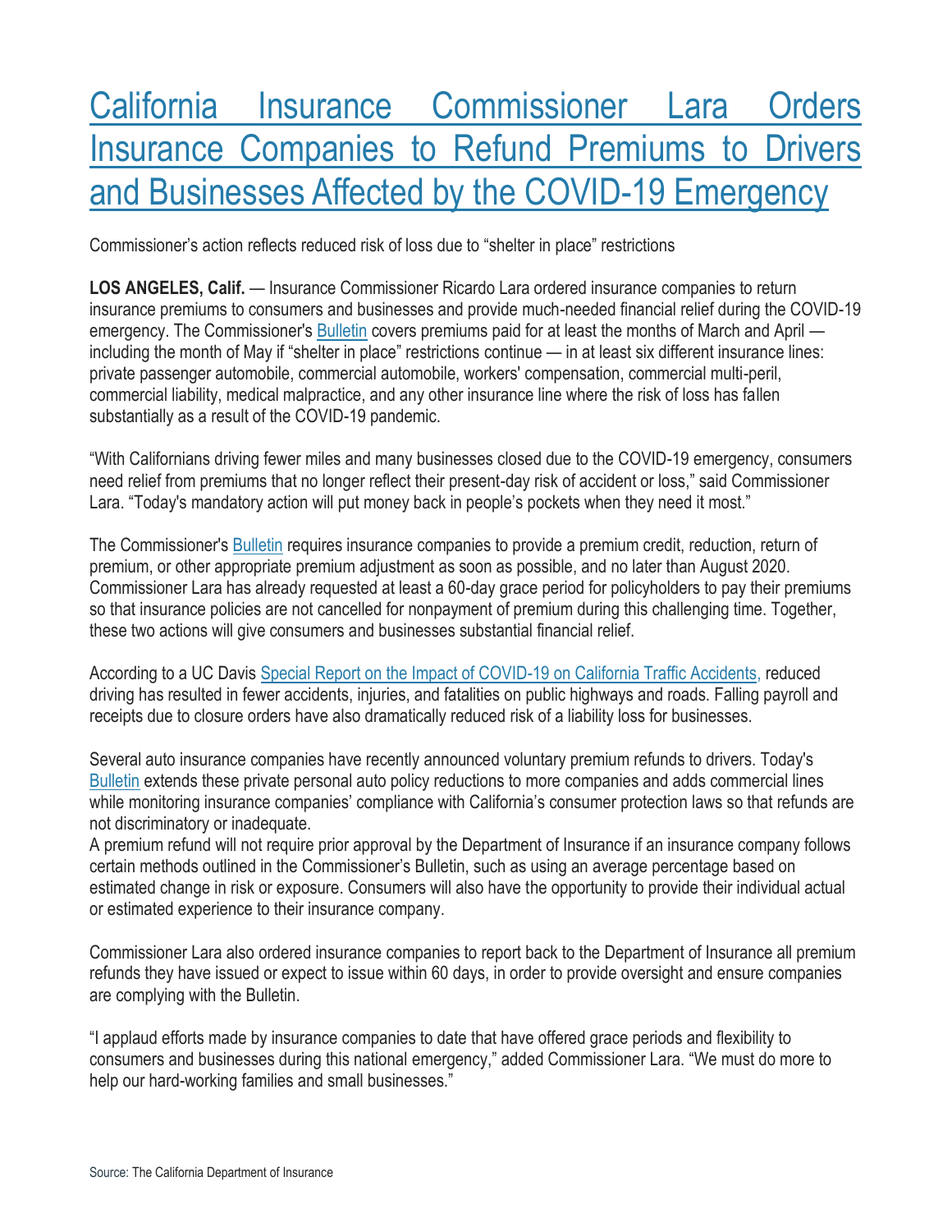# California Insurance Commissioner Lara Orders Insurance Companies to Refund Premiums to Drivers and Businesses Affected by the COVID-19 Emergency

Commissioner's action reflects reduced risk of loss due to "shelter in place" restrictions

**LOS ANGELES, Calif.** — Insurance Commissioner Ricardo Lara ordered insurance companies to return insurance premiums to consumers and businesses and provide much-needed financial relief during the COVID-19 emergency. The Commissioner's Bulletin covers premiums paid for at least the months of March and April — including the month of May if "shelter in place" restrictions continue — in at least six different insurance lines: private passenger automobile, commercial automobile, workers' compensation, commercial multi-peril, commercial liability, medical malpractice, and any other insurance line where the risk of loss has fallen substantially as a result of the COVID-19 pandemic.

"With Californians driving fewer miles and many businesses closed due to the COVID-19 emergency, consumers need relief from premiums that no longer reflect their present-day risk of accident or loss," said Commissioner Lara. "Today's mandatory action will put money back in people's pockets when they need it most."

The Commissioner's Bulletin requires insurance companies to provide a premium credit, reduction, return of premium, or other appropriate premium adjustment as soon as possible, and no later than August 2020. Commissioner Lara has already requested at least a 60-day grace period for policyholders to pay their premiums so that insurance policies are not cancelled for nonpayment of premium during this challenging time. Together, these two actions will give consumers and businesses substantial financial relief.

According to a UC Davis Special Report on the Impact of COVID-19 on California Traffic Accidents, reduced driving has resulted in fewer accidents, injuries, and fatalities on public highways and roads. Falling payroll and receipts due to closure orders have also dramatically reduced risk of a liability loss for businesses.

Several auto insurance companies have recently announced voluntary premium refunds to drivers. Today's Bulletin extends these private personal auto policy reductions to more companies and adds commercial lines while monitoring insurance companies' compliance with California's consumer protection laws so that refunds are not discriminatory or inadequate.

A premium refund will not require prior approval by the Department of Insurance if an insurance company follows certain methods outlined in the Commissioner's Bulletin, such as using an average percentage based on estimated change in risk or exposure. Consumers will also have the opportunity to provide their individual actual or estimated experience to their insurance company.

Commissioner Lara also ordered insurance companies to report back to the Department of Insurance all premium refunds they have issued or expect to issue within 60 days, in order to provide oversight and ensure companies are complying with the Bulletin.

"I applaud efforts made by insurance companies to date that have offered grace periods and flexibility to consumers and businesses during this national emergency," added Commissioner Lara. "We must do more to help our hard-working families and small businesses."

Source: The California Department of Insurance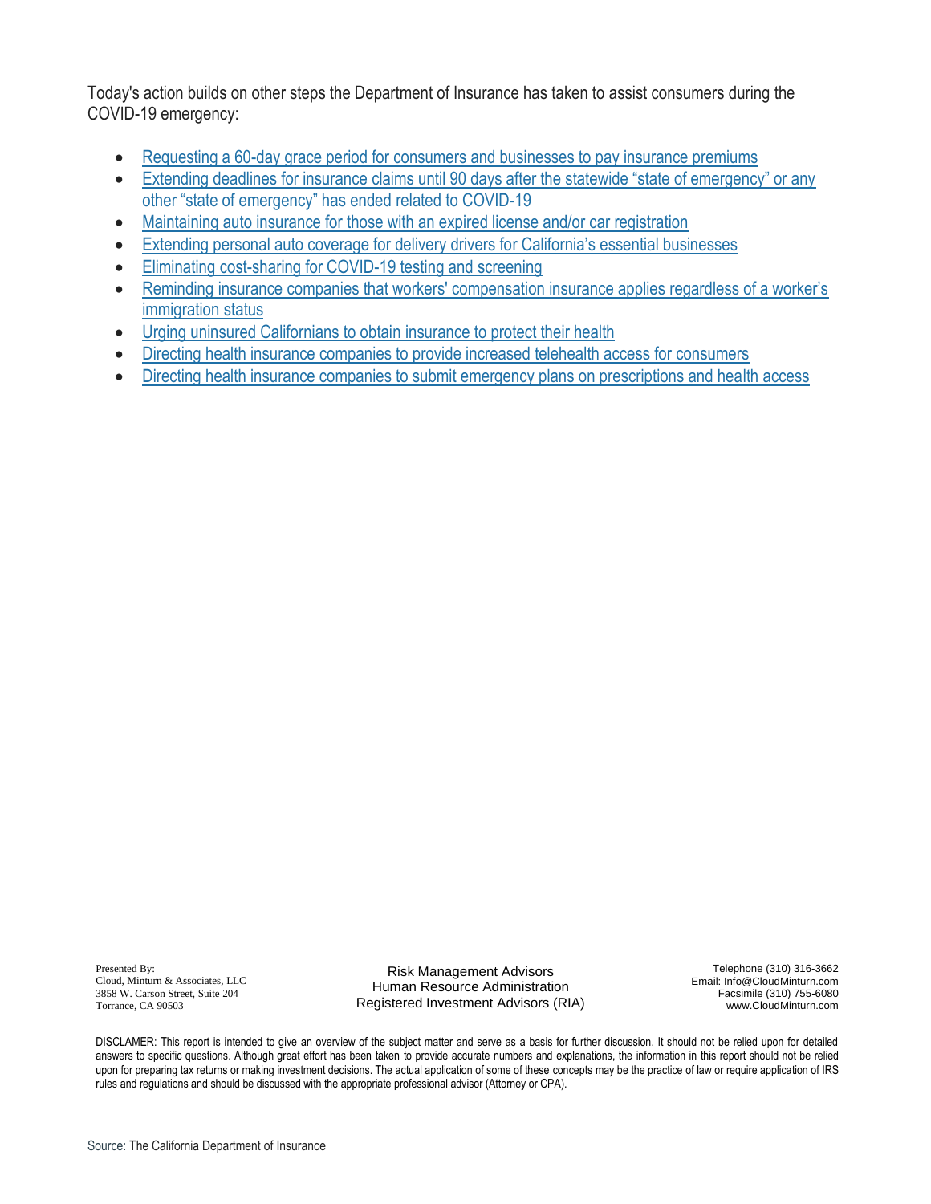Today's action builds on other steps the Department of Insurance has taken to assist consumers during the COVID-19 emergency:

- Requesting a 60-day grace period for consumers and businesses to pay insurance premiums
- Extending deadlines for insurance claims until 90 days after the statewide "state of emergency" or any other "state of emergency" has ended related to COVID-19
- Maintaining auto insurance for those with an expired license and/or car registration
- Extending personal auto coverage for delivery drivers for California's essential businesses
- Eliminating cost-sharing for COVID-19 testing and screening
- Reminding insurance companies that workers' compensation insurance applies regardless of a worker's immigration status
- Urging uninsured Californians to obtain insurance to protect their health
- Directing health insurance companies to provide increased telehealth access for consumers
- Directing health insurance companies to submit emergency plans on prescriptions and health access

Presented By:
Cloud, Minturn & Associates, LLC
3858 W. Carson Street, Suite 204
Torrance, CA 90503

Risk Management Advisors
Human Resource Administration
Registered Investment Advisors (RIA)

Telephone (310) 316-3662
Email: Info@CloudMinturn.com
Facsimile (310) 755-6080
www.CloudMinturn.com

DISCLAMER: This report is intended to give an overview of the subject matter and serve as a basis for further discussion. It should not be relied upon for detailed answers to specific questions. Although great effort has been taken to provide accurate numbers and explanations, the information in this report should not be relied upon for preparing tax returns or making investment decisions. The actual application of some of these concepts may be the practice of law or require application of IRS rules and regulations and should be discussed with the appropriate professional advisor (Attorney or CPA).

Source: The California Department of Insurance